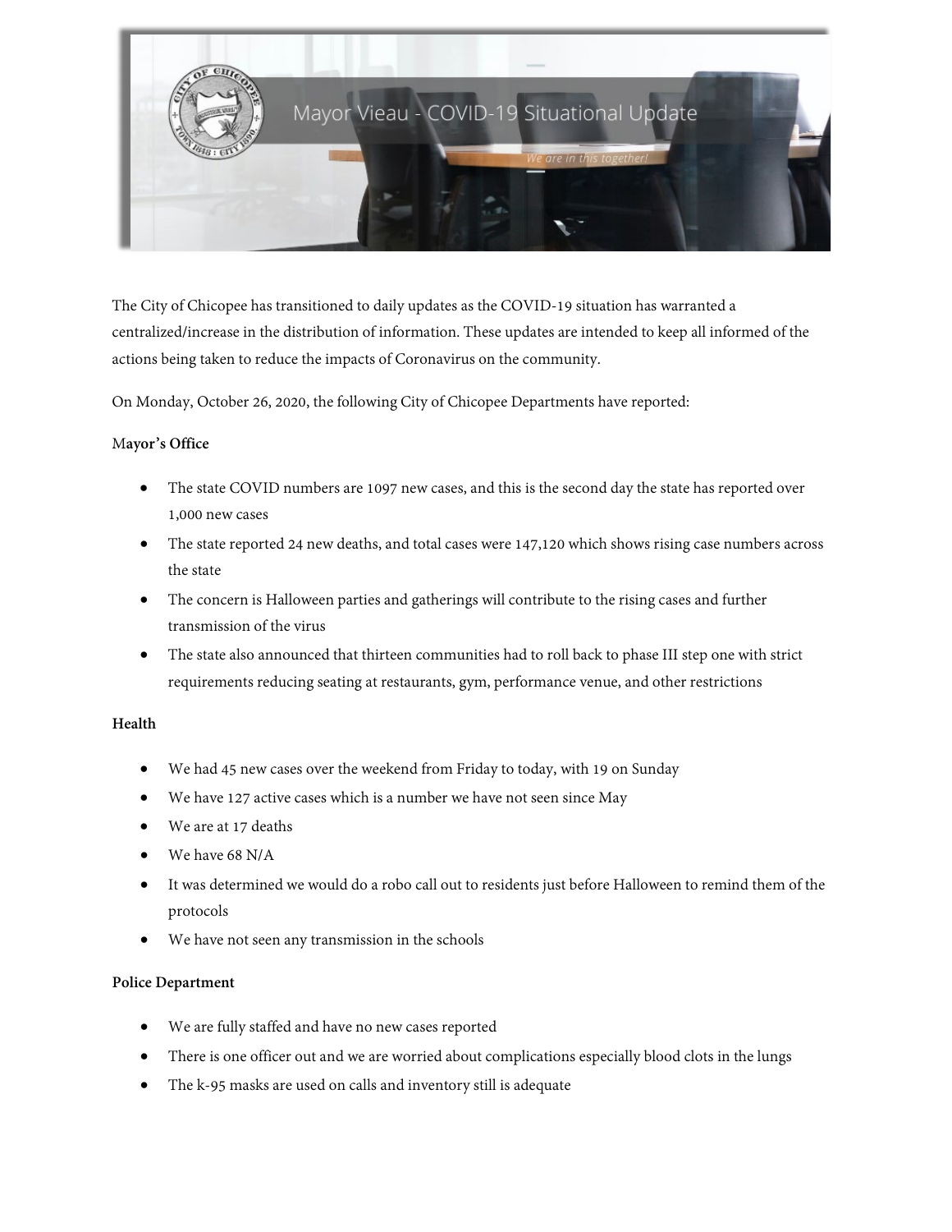# Mayor Vieau - COVID-19 Situational Update

*We are in this together!*

The City of Chicopee has transitioned to daily updates as the COVID-19 situation has warranted a centralized/increase in the distribution of information. These updates are intended to keep all informed of the actions being taken to reduce the impacts of Coronavirus on the community.

On Monday, October 26, 2020, the following City of Chicopee Departments have reported:

**Mayor's Office**

- The state COVID numbers are 1097 new cases, and this is the second day the state has reported over 1,000 new cases
- The state reported 24 new deaths, and total cases were 147,120 which shows rising case numbers across the state
- The concern is Halloween parties and gatherings will contribute to the rising cases and further transmission of the virus
- The state also announced that thirteen communities had to roll back to phase III step one with strict requirements reducing seating at restaurants, gym, performance venue, and other restrictions

**Health**

- We had 45 new cases over the weekend from Friday to today, with 19 on Sunday
- We have 127 active cases which is a number we have not seen since May
- We are at 17 deaths
- We have 68 N/A
- It was determined we would do a robo call out to residents just before Halloween to remind them of the protocols
- We have not seen any transmission in the schools

**Police Department**

- We are fully staffed and have no new cases reported
- There is one officer out and we are worried about complications especially blood clots in the lungs
- The k-95 masks are used on calls and inventory still is adequate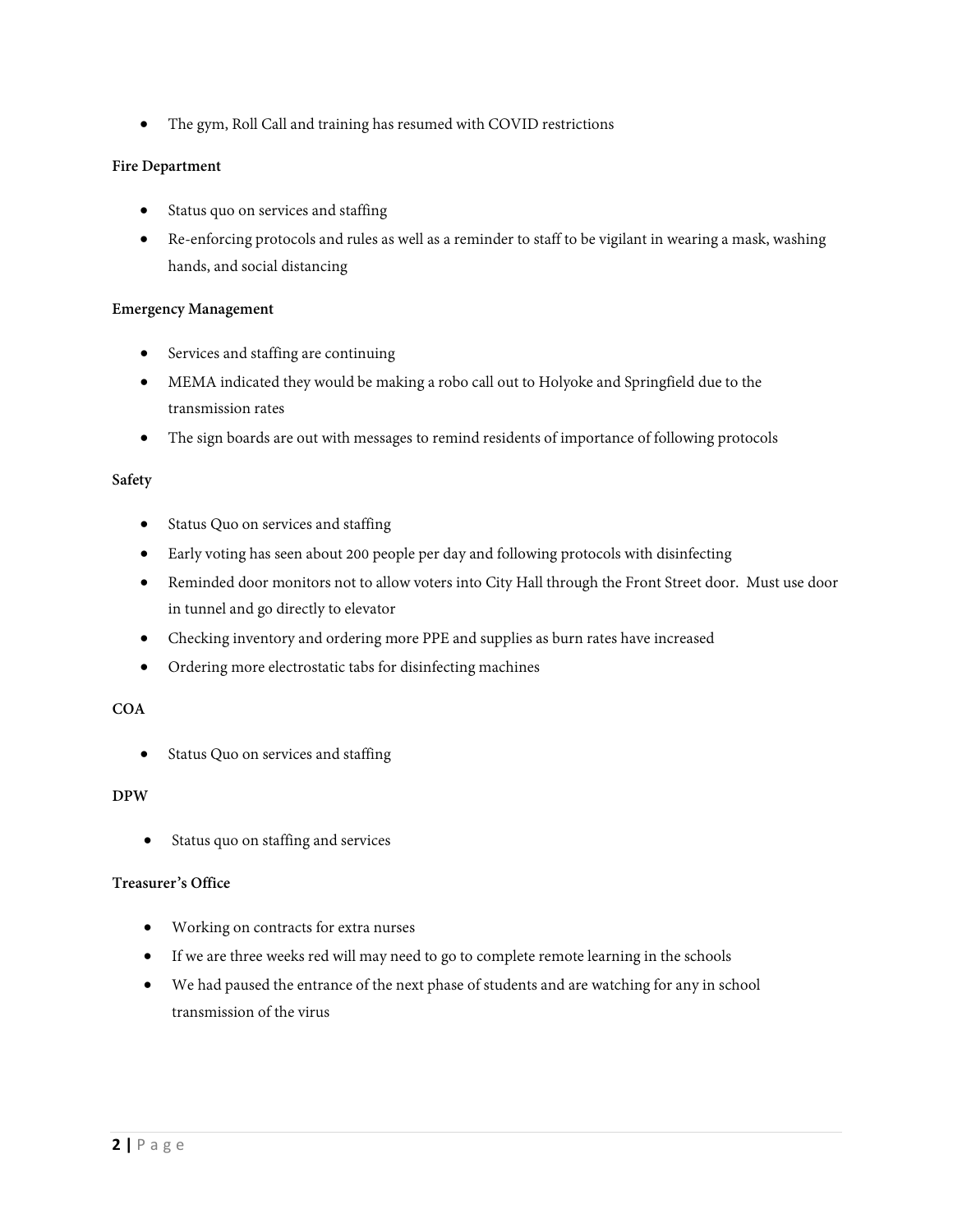- The gym, Roll Call and training has resumed with COVID restrictions

**Fire Department**

- Status quo on services and staffing
- Re-enforcing protocols and rules as well as a reminder to staff to be vigilant in wearing a mask, washing hands, and social distancing

**Emergency Management**

- Services and staffing are continuing
- MEMA indicated they would be making a robo call out to Holyoke and Springfield due to the transmission rates
- The sign boards are out with messages to remind residents of importance of following protocols

**Safety**

- Status Quo on services and staffing
- Early voting has seen about 200 people per day and following protocols with disinfecting
- Reminded door monitors not to allow voters into City Hall through the Front Street door. Must use door in tunnel and go directly to elevator
- Checking inventory and ordering more PPE and supplies as burn rates have increased
- Ordering more electrostatic tabs for disinfecting machines

**COA**

- Status Quo on services and staffing

**DPW**

- Status quo on staffing and services

**Treasurer's Office**

- Working on contracts for extra nurses
- If we are three weeks red will may need to go to complete remote learning in the schools
- We had paused the entrance of the next phase of students and are watching for any in school transmission of the virus